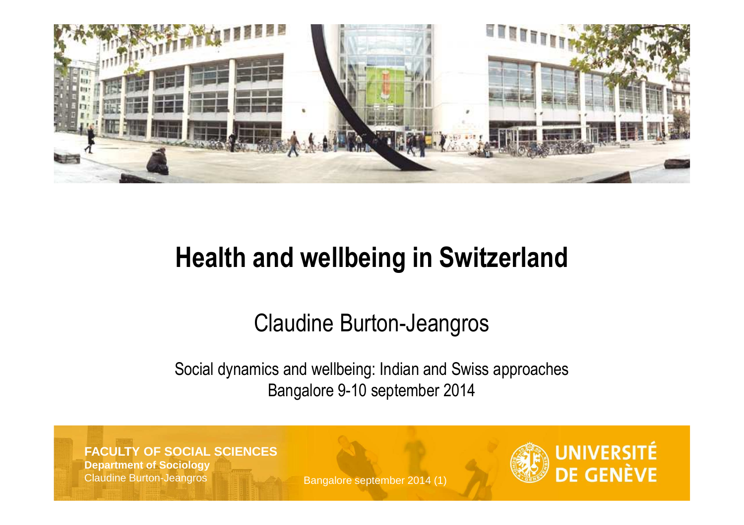# Health and wellbeing in Switzerland

Claudine Burton-Jeangros

Social dynamics and wellbeing: Indian and Swiss approaches
Bangalore 9-10 september 2014

**FACULTY OF SOCIAL SCIENCES**
**Department of Sociology**
Claudine Burton-Jeangros

Bangalore september 2014 (1)

UNIVERSITÉ DE GENÈVE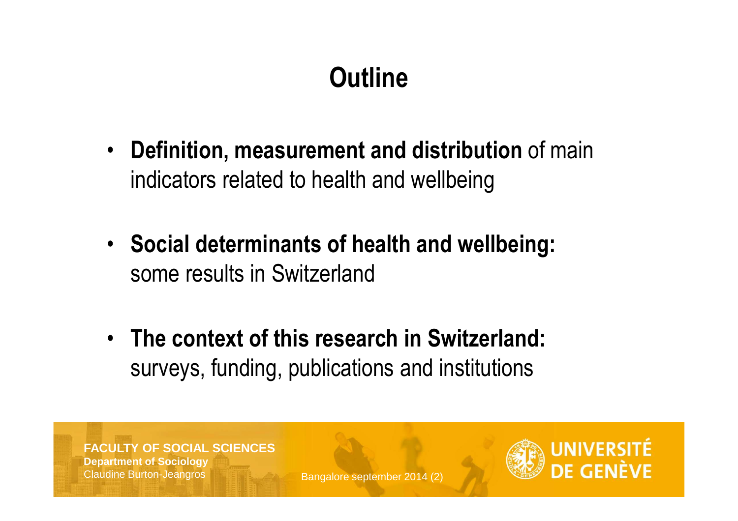# Outline

- **Definition, measurement and distribution** of main indicators related to health and wellbeing
- **Social determinants of health and wellbeing:** some results in Switzerland
- **The context of this research in Switzerland:** surveys, funding, publications and institutions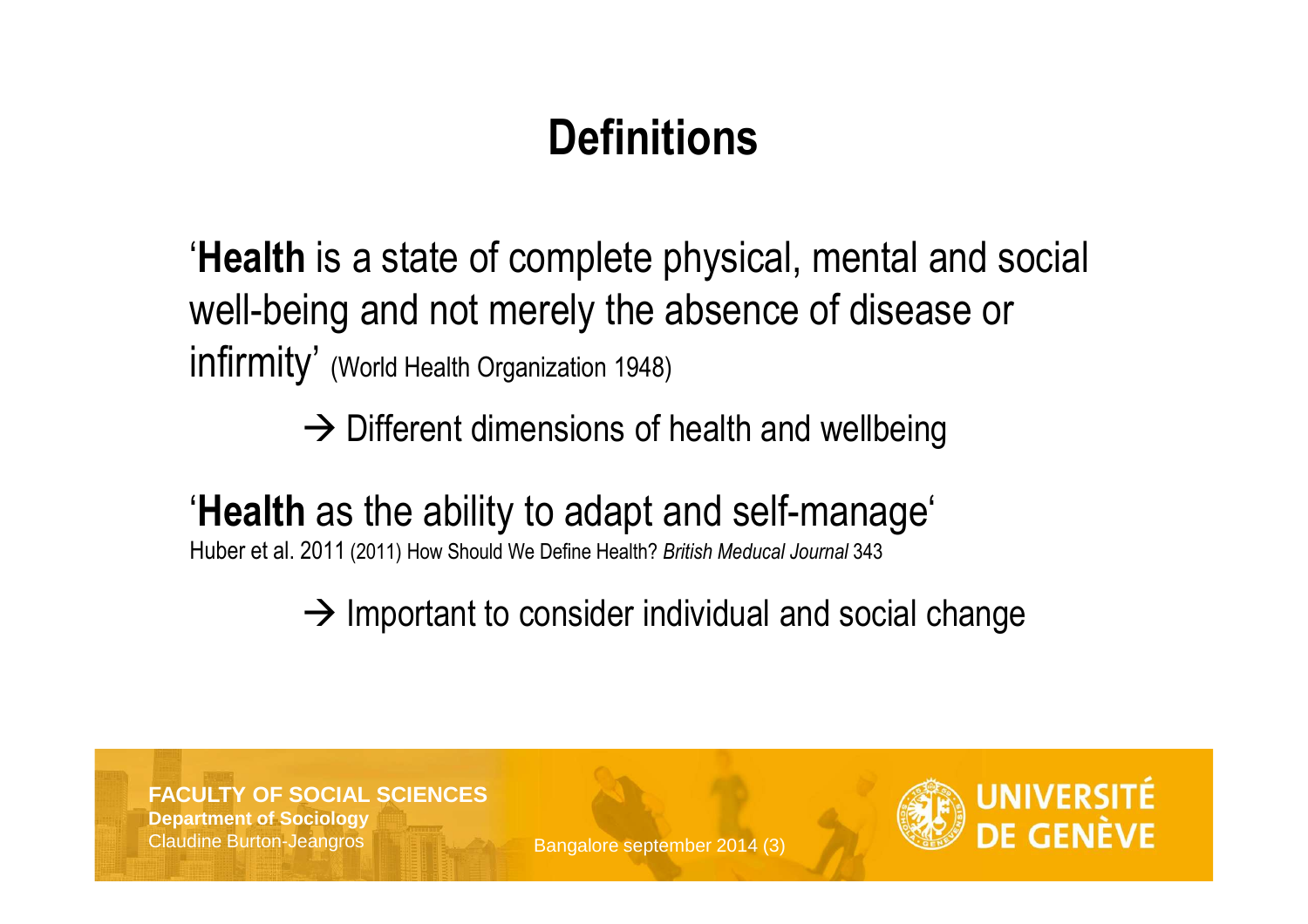# Definitions

'**Health** is a state of complete physical, mental and social well-being and not merely the absence of disease or infirmity' (World Health Organization 1948)

→ Different dimensions of health and wellbeing

'**Health** as the ability to adapt and self-manage'
Huber et al. 2011 (2011) How Should We Define Health? *British Meducal Journal* 343

→ Important to consider individual and social change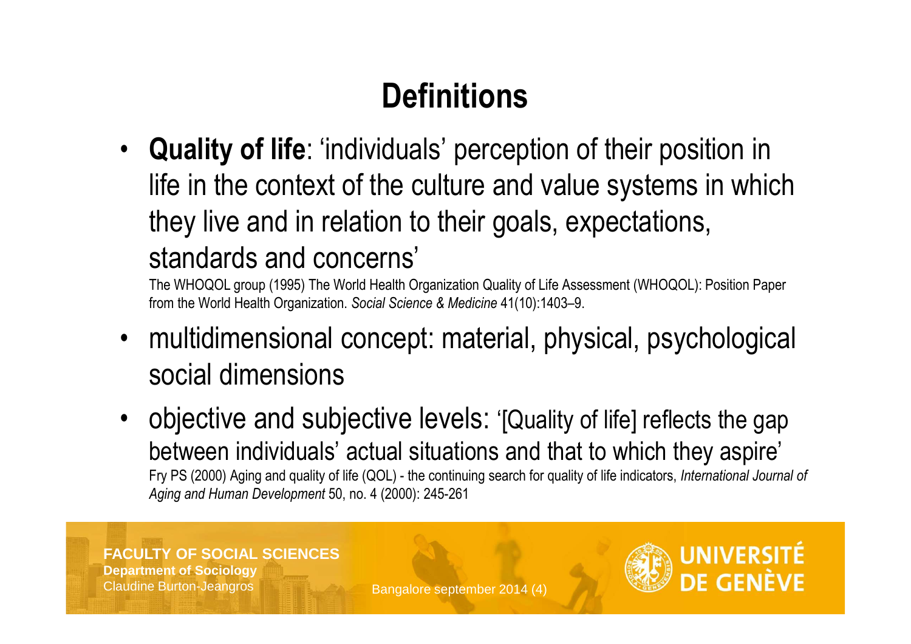# Definitions

- **Quality of life**: 'individuals' perception of their position in life in the context of the culture and value systems in which they live and in relation to their goals, expectations, standards and concerns'

  The WHOQOL group (1995) The World Health Organization Quality of Life Assessment (WHOQOL): Position Paper from the World Health Organization. *Social Science & Medicine* 41(10):1403–9.

- multidimensional concept: material, physical, psychological social dimensions

- objective and subjective levels: '[Quality of life] reflects the gap between individuals' actual situations and that to which they aspire'

  Fry PS (2000) Aging and quality of life (QOL) - the continuing search for quality of life indicators, *International Journal of Aging and Human Development* 50, no. 4 (2000): 245-261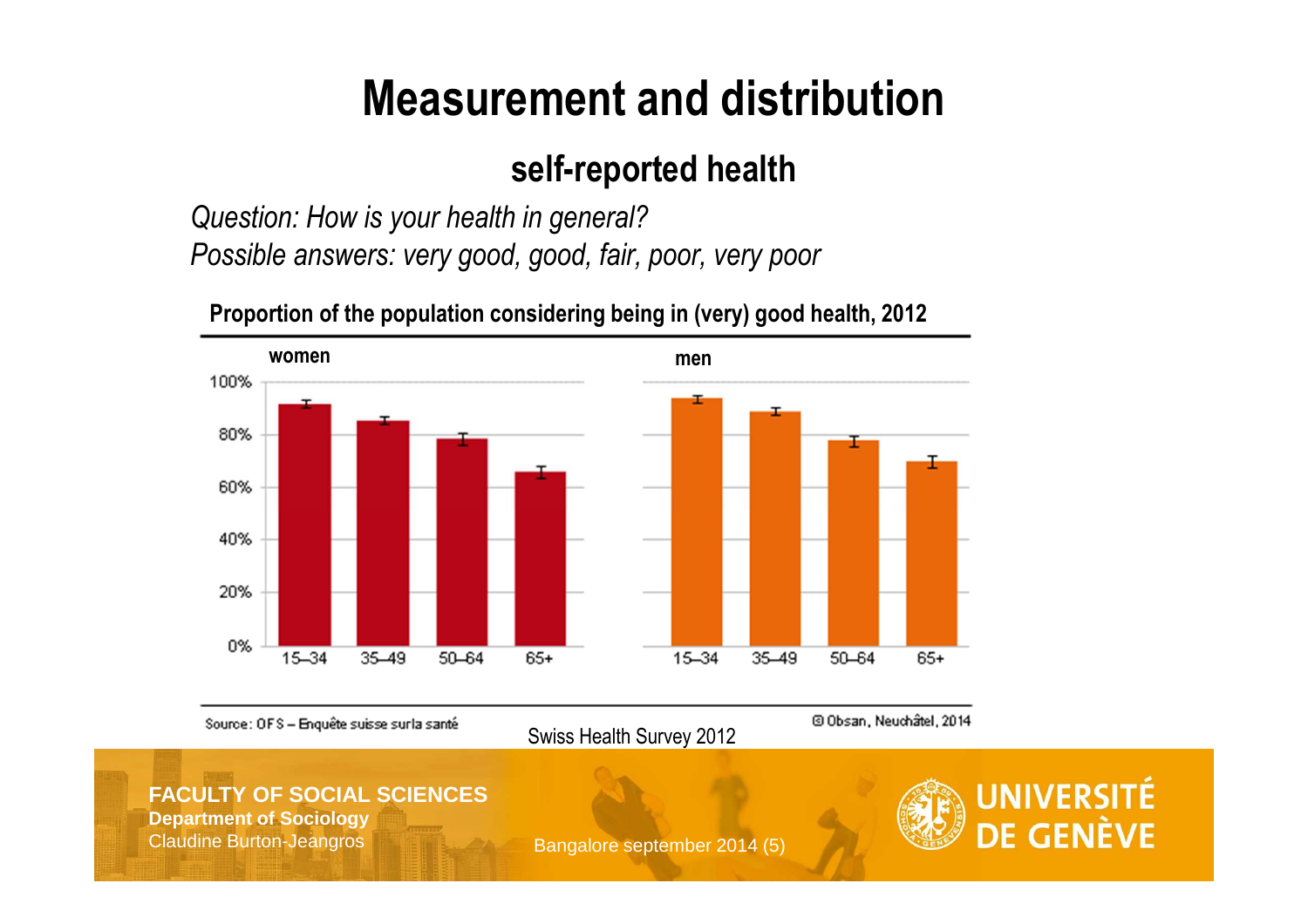# Measurement and distribution

## self-reported health

*Question: How is your health in general?*
*Possible answers: very good, good, fair, poor, very poor*

**Proportion of the population considering being in (very) good health, 2012**

**women**

**men**

Source: OFS – Enquête suisse sur la santé

© Obsan, Neuchâtel, 2014

Swiss Health Survey 2012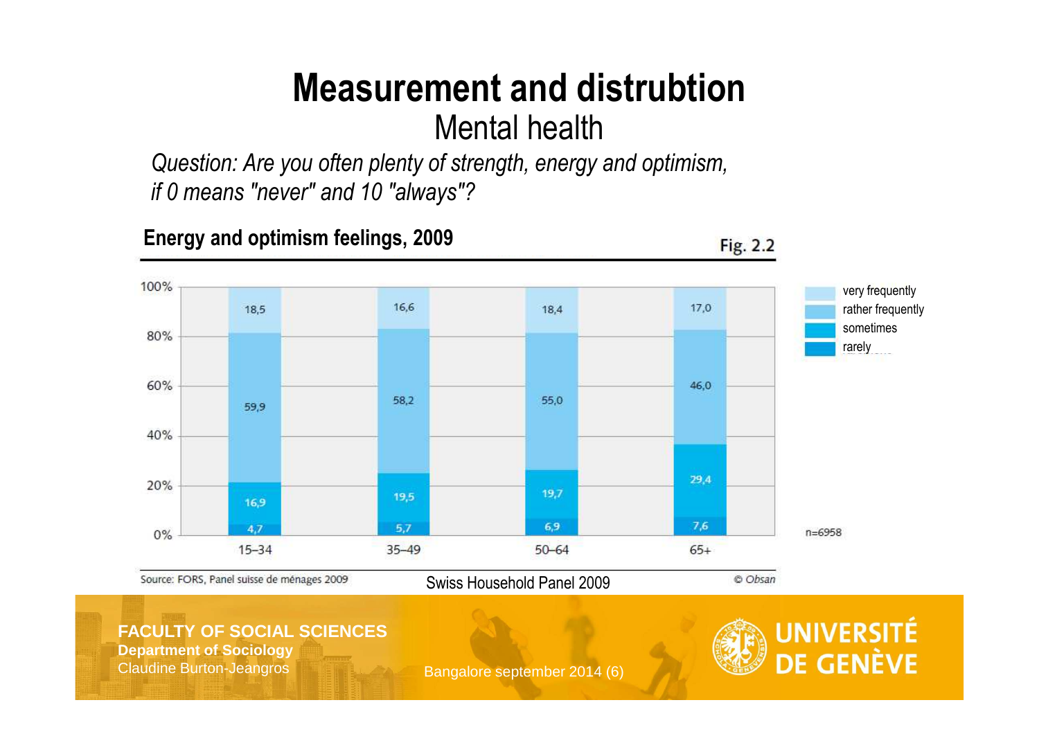# Measurement and distrubtion

## Mental health

*Question: Are you often plenty of strength, energy and optimism, if 0 means "never" and 10 "always"?*

**Energy and optimism feelings, 2009**

Fig. 2.2

| | 15–34 | 35–49 | 50–64 | 65+ |
|---|---|---|---|---|
| very frequently | 18,5 | 16,6 | 18,4 | 17,0 |
| rather frequently | 59,9 | 58,2 | 55,0 | 46,0 |
| sometimes | 16,9 | 19,5 | 19,7 | 29,4 |
| rarely | 4,7 | 5,7 | 6,9 | 7,6 |

n=6958

Source: FORS, Panel suisse de ménages 2009

Swiss Household Panel 2009

© Obsan

FACULTY OF SOCIAL SCIENCES
Department of Sociology
Claudine Burton-Jeangros

Bangalore september 2014 (6)

UNIVERSITÉ DE GENÈVE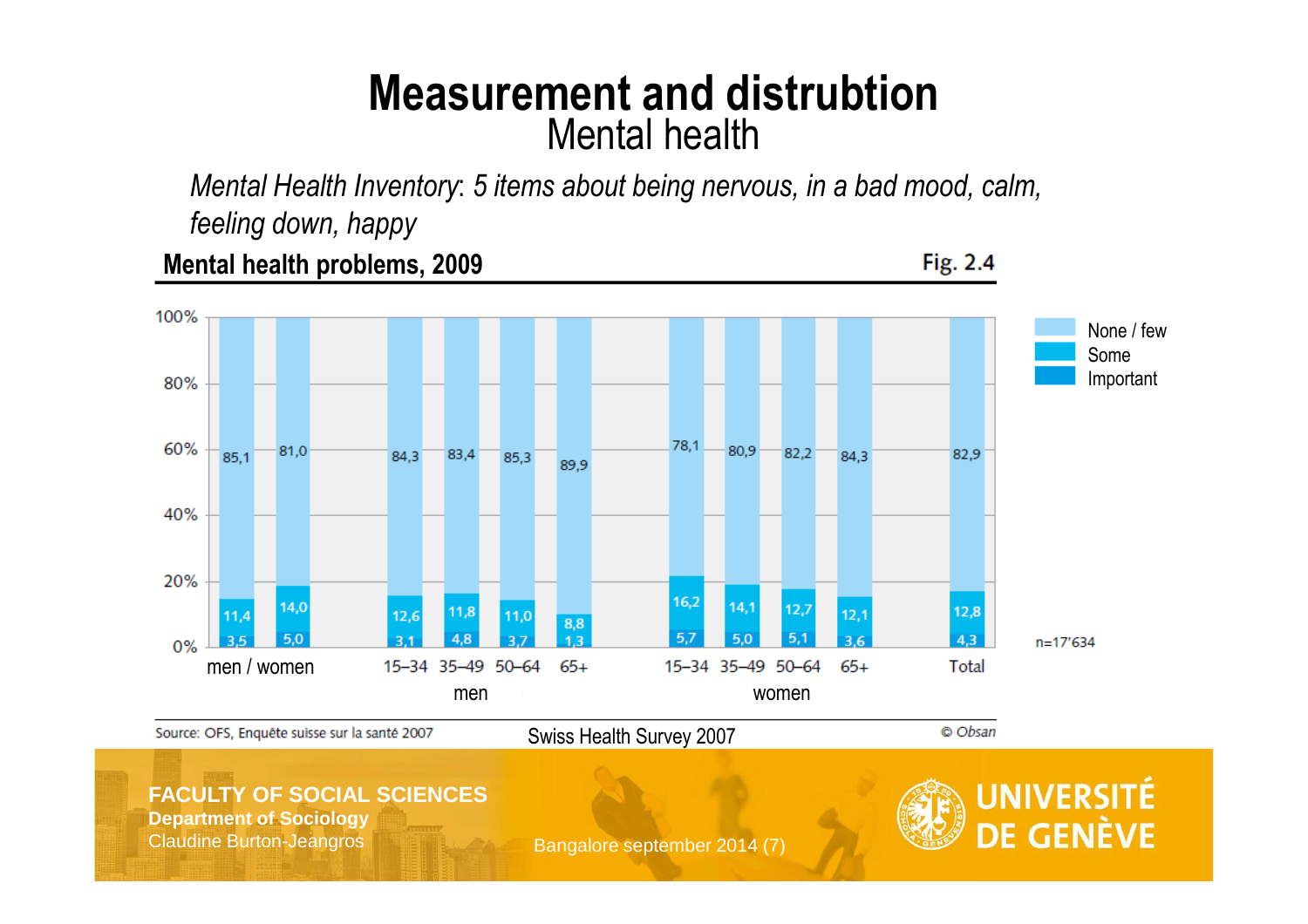# Measurement and distrubtion

## Mental health

*Mental Health Inventory: 5 items about being nervous, in a bad mood, calm, feeling down, happy*

**Mental health problems, 2009** — Fig. 2.4

| | men | women | men 15–34 | men 35–49 | men 50–64 | men 65+ | women 15–34 | women 35–49 | women 50–64 | women 65+ | Total |
|---|---|---|---|---|---|---|---|---|---|---|---|
| None / few | 85,1 | 81,0 | 84,3 | 83,4 | 85,3 | 89,9 | 78,1 | 80,9 | 82,2 | 84,3 | 82,9 |
| Some | 11,4 | 14,0 | 12,6 | 11,8 | 11,0 | 8,8 | 16,2 | 14,1 | 12,7 | 12,1 | 12,8 |
| Important | 3,5 | 5,0 | 3,1 | 4,8 | 3,7 | 1,3 | 5,7 | 5,0 | 5,1 | 3,6 | 4,3 |

n=17'634

Source: OFS, Enquête suisse sur la santé 2007 — Swiss Health Survey 2007 — © Obsan

FACULTY OF SOCIAL SCIENCES
Department of Sociology
Claudine Burton-Jeangros

Bangalore september 2014 (7)

UNIVERSITÉ DE GENÈVE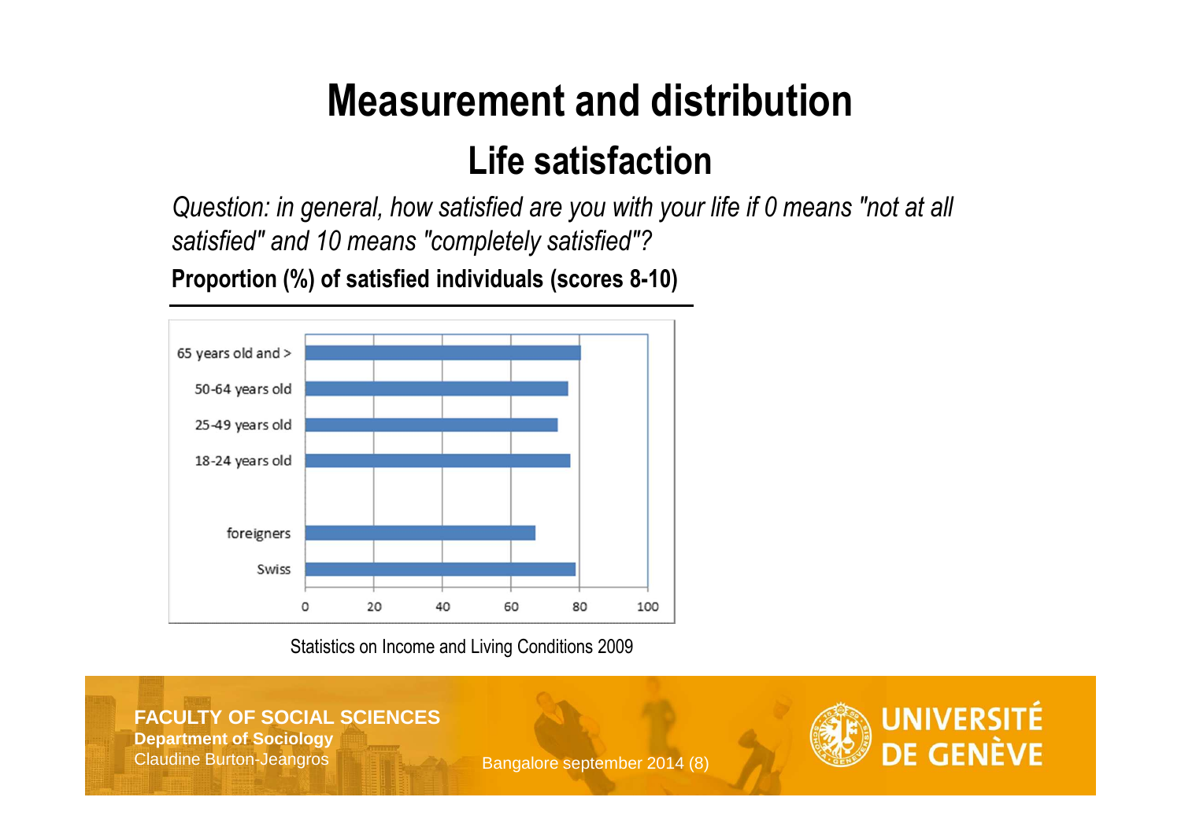# Measurement and distribution

## Life satisfaction

*Question: in general, how satisfied are you with your life if 0 means "not at all satisfied" and 10 means "completely satisfied"?*

**Proportion (%) of satisfied individuals (scores 8-10)**

Statistics on Income and Living Conditions 2009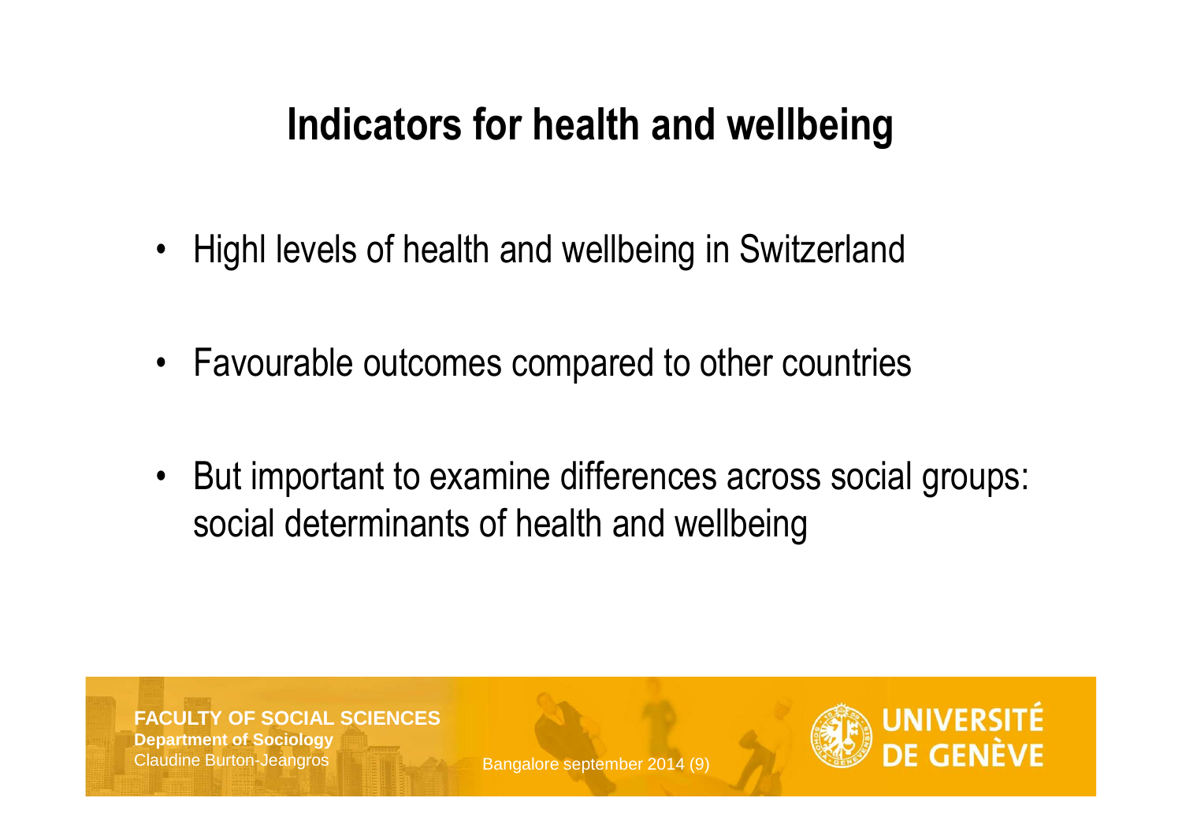# Indicators for health and wellbeing

- Highl levels of health and wellbeing in Switzerland
- Favourable outcomes compared to other countries
- But important to examine differences across social groups: social determinants of health and wellbeing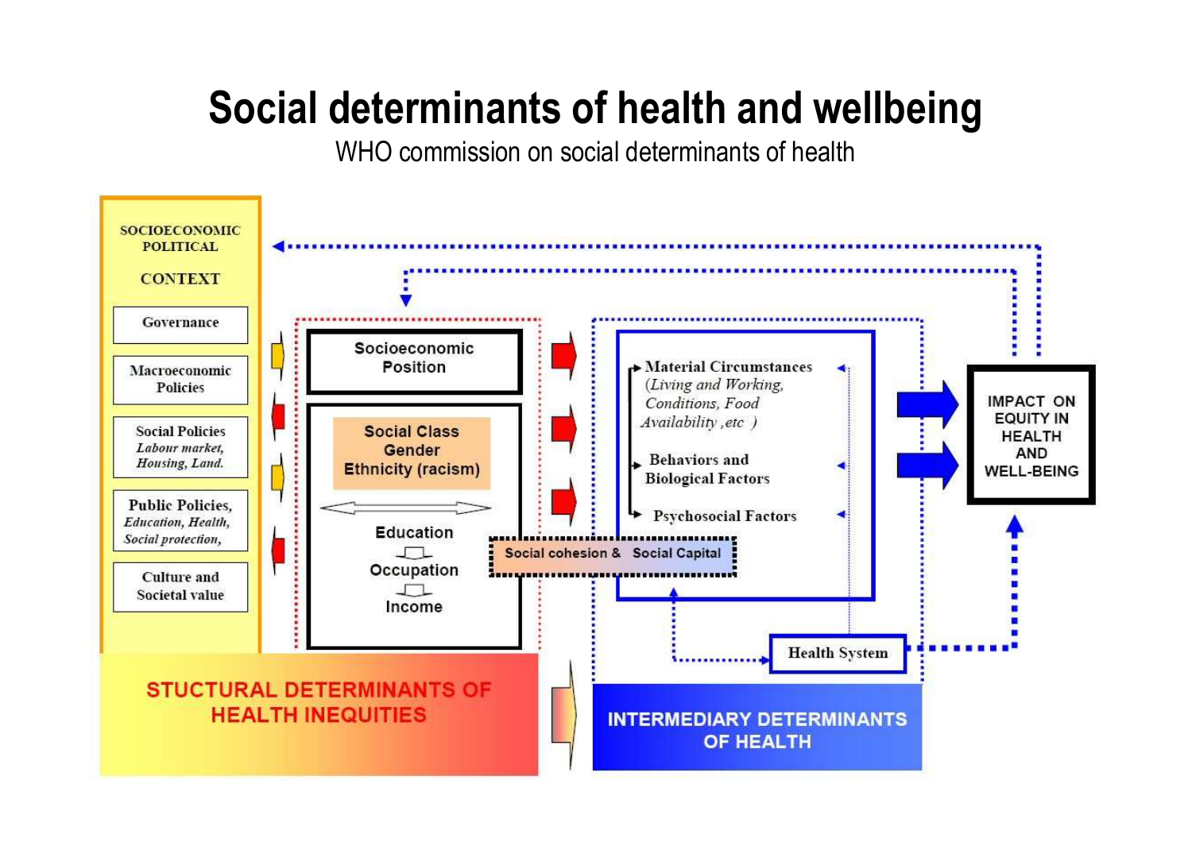# Social determinants of health and wellbeing

WHO commission on social determinants of health

SOCIOECONOMIC POLITICAL CONTEXT

- Governance
- Macroeconomic Policies
- Social Policies *Labour market, Housing, Land.*
- Public Policies, *Education, Health, Social protection,*
- Culture and Societal value

Socioeconomic Position

Social Class
Gender
Ethnicity (racism)

Education
Occupation
Income

Social cohesion & Social Capital

- Material Circumstances *(Living and Working, Conditions, Food Availability ,etc )*
- Behaviors and Biological Factors
- Psychosocial Factors

Health System

IMPACT ON EQUITY IN HEALTH AND WELL-BEING

STUCTURAL DETERMINANTS OF HEALTH INEQUITIES

INTERMEDIARY DETERMINANTS OF HEALTH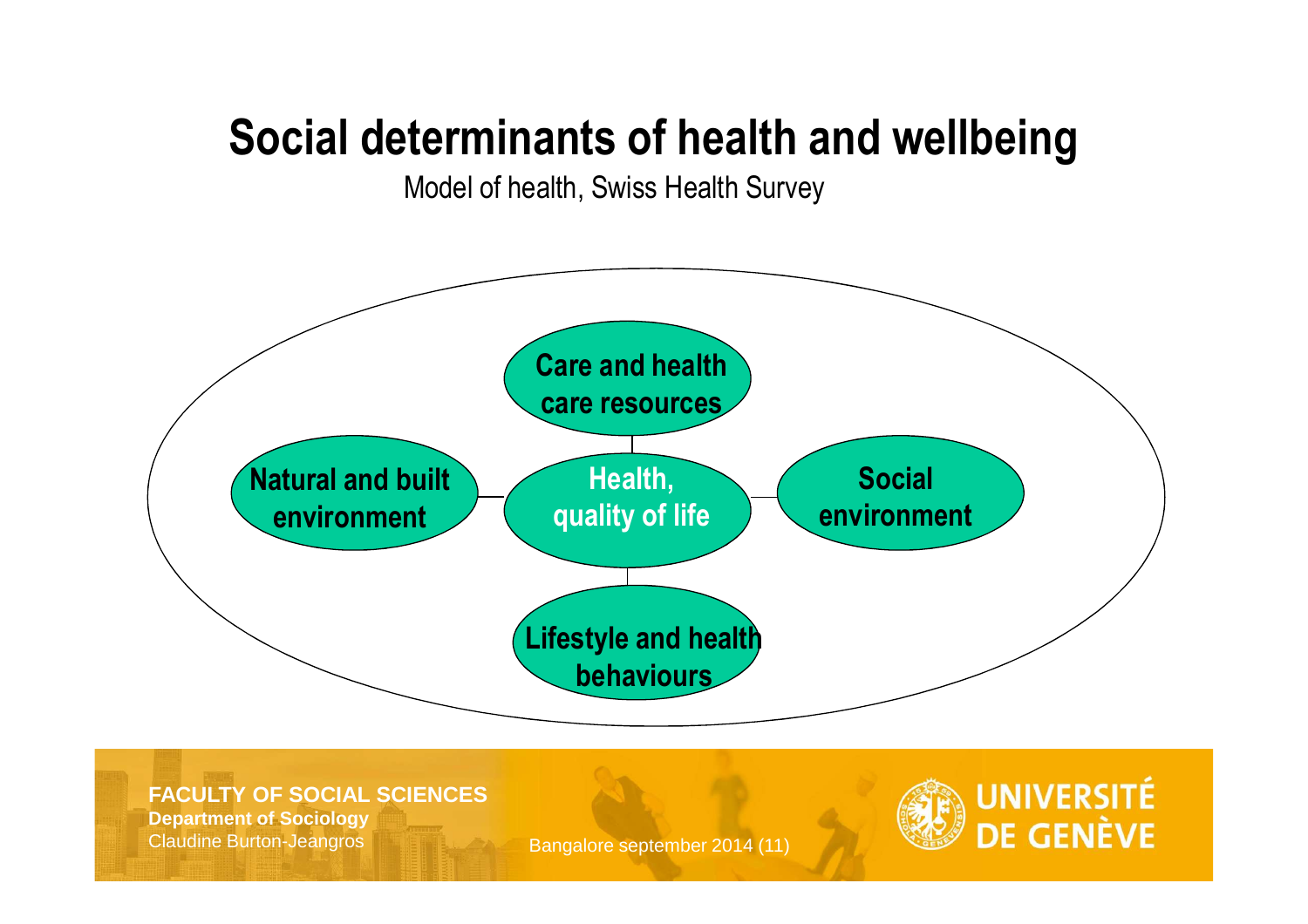# Social determinants of health and wellbeing

Model of health, Swiss Health Survey

Care and health care resources

Natural and built environment

Health, quality of life

Social environment

Lifestyle and health behaviours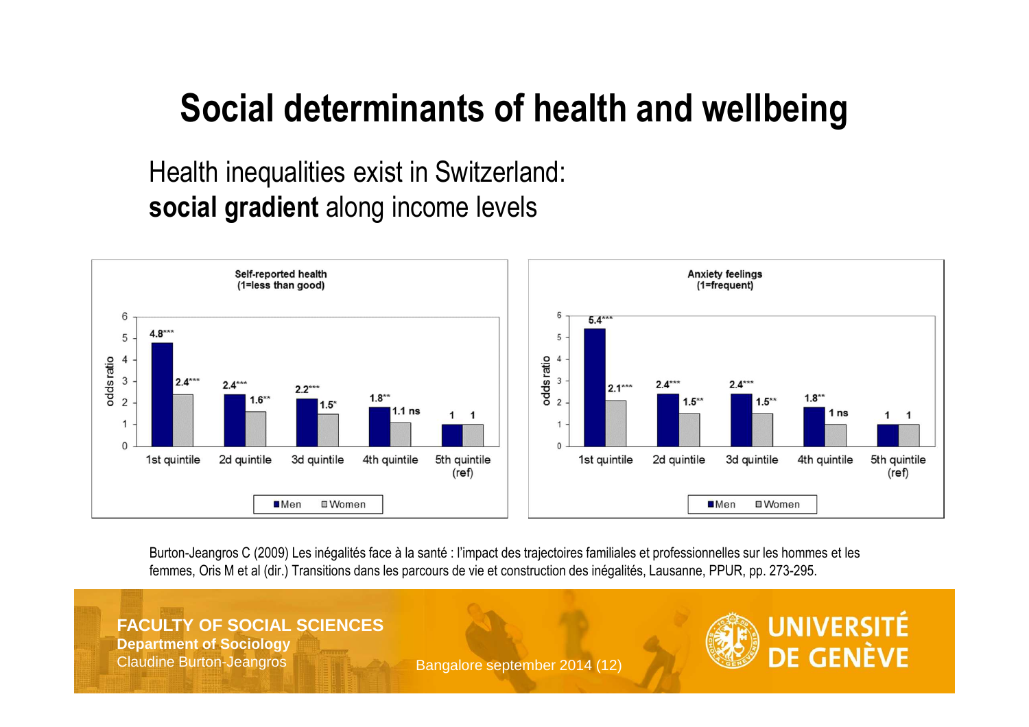# Social determinants of health and wellbeing

Health inequalities exist in Switzerland:
**social gradient** along income levels

**Self-reported health (1=less than good)** — odds ratio

| | Men | Women |
|---|---|---|
| 1st quintile | 4.8*** | 2.4*** |
| 2d quintile | 2.4*** | 1.6** |
| 3d quintile | 2.2*** | 1.5* |
| 4th quintile | 1.8** | 1.1 ns |
| 5th quintile (ref) | 1 | 1 |

**Anxiety feelings (1=frequent)** — odds ratio

| | Men | Women |
|---|---|---|
| 1st quintile | 5.4*** | 2.1*** |
| 2d quintile | 2.4*** | 1.5** |
| 3d quintile | 2.4*** | 1.5** |
| 4th quintile | 1.8** | 1 ns |
| 5th quintile (ref) | 1 | 1 |

Burton-Jeangros C (2009) Les inégalités face à la santé : l'impact des trajectoires familiales et professionnelles sur les hommes et les femmes, Oris M et al (dir.) Transitions dans les parcours de vie et construction des inégalités, Lausanne, PPUR, pp. 273-295.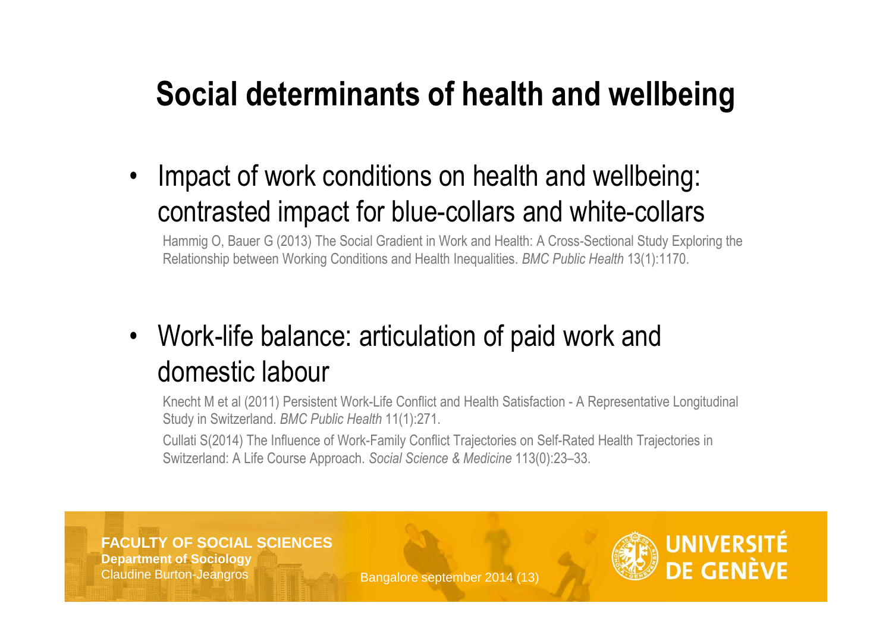# Social determinants of health and wellbeing

- Impact of work conditions on health and wellbeing: contrasted impact for blue-collars and white-collars

  Hammig O, Bauer G (2013) The Social Gradient in Work and Health: A Cross-Sectional Study Exploring the Relationship between Working Conditions and Health Inequalities. *BMC Public Health* 13(1):1170.

- Work-life balance: articulation of paid work and domestic labour

  Knecht M et al (2011) Persistent Work-Life Conflict and Health Satisfaction - A Representative Longitudinal Study in Switzerland. *BMC Public Health* 11(1):271.

  Cullati S(2014) The Influence of Work-Family Conflict Trajectories on Self-Rated Health Trajectories in Switzerland: A Life Course Approach. *Social Science & Medicine* 113(0):23–33.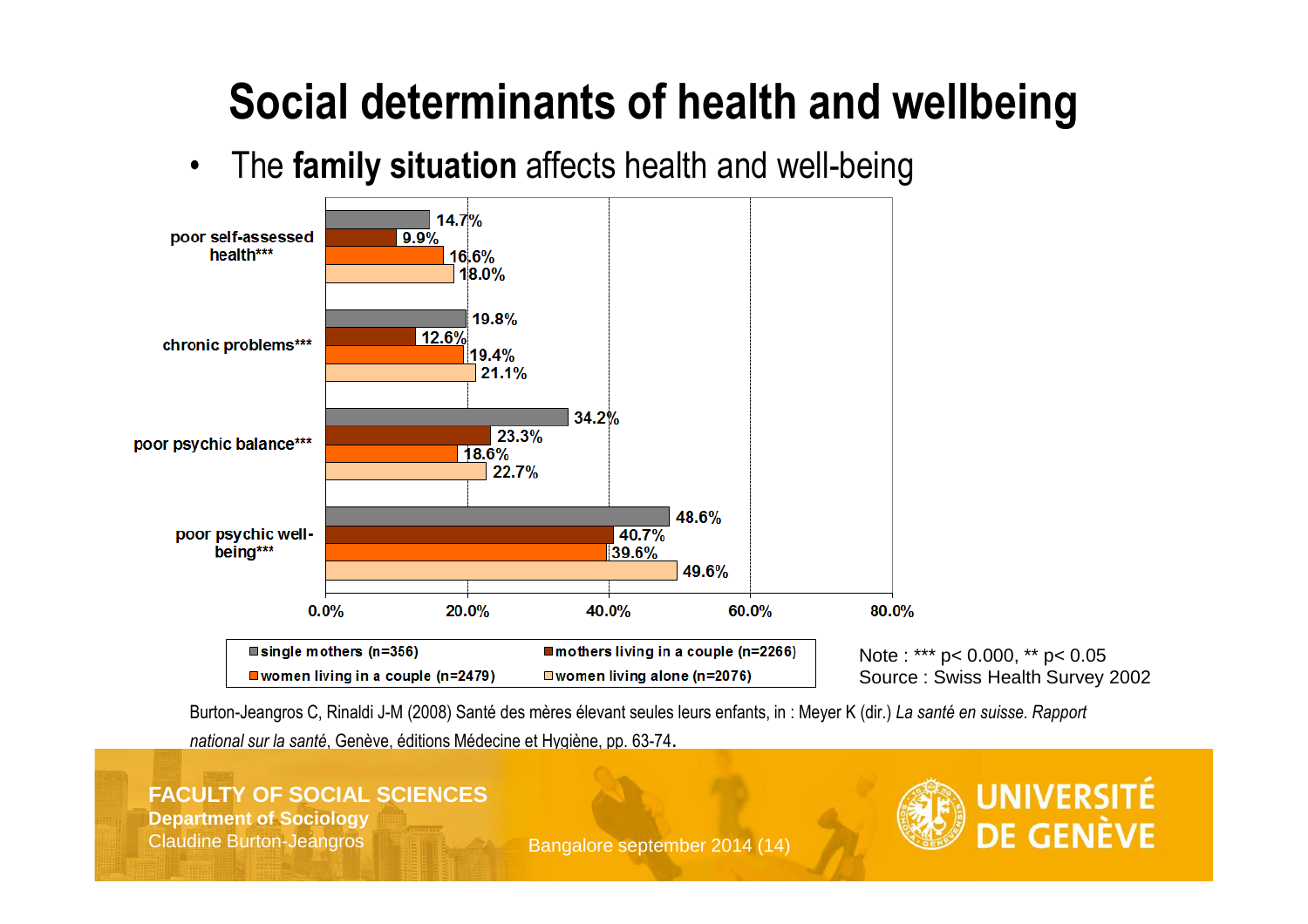# Social determinants of health and wellbeing

- The **family situation** affects health and well-being

| | single mothers (n=356) | mothers living in a couple (n=2266) | women living in a couple (n=2479) | women living alone (n=2076) |
|---|---|---|---|---|
| poor self-assessed health*** | 14.7% | 9.9% | 16.6% | 18.0% |
| chronic problems*** | 19.8% | 12.6% | 19.4% | 21.1% |
| poor psychic balance*** | 34.2% | 23.3% | 18.6% | 22.7% |
| poor psychic well-being*** | 48.6% | 40.7% | 39.6% | 49.6% |

Note : *** p< 0.000, ** p< 0.05
Source : Swiss Health Survey 2002

Burton-Jeangros C, Rinaldi J-M (2008) Santé des mères élevant seules leurs enfants, in : Meyer K (dir.) *La santé en suisse. Rapport national sur la santé*, Genève, éditions Médecine et Hygiène, pp. 63-74.

FACULTY OF SOCIAL SCIENCES
**Department of Sociology**
Claudine Burton-Jeangros

Bangalore september 2014 (14)

UNIVERSITÉ DE GENÈVE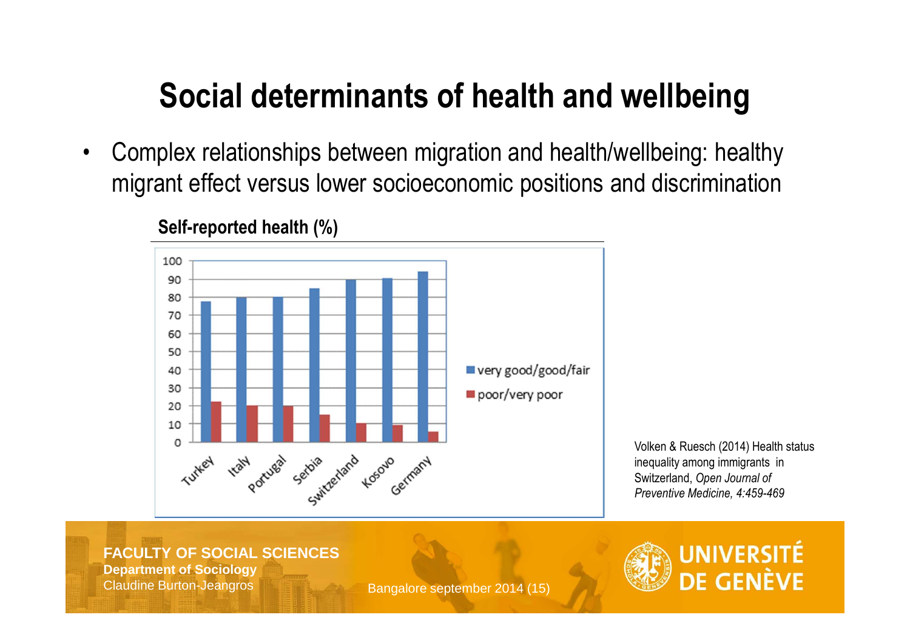# Social determinants of health and wellbeing

- Complex relationships between migration and health/wellbeing: healthy migrant effect versus lower socioeconomic positions and discrimination

**Self-reported health (%)**

| | very good/good/fair | poor/very poor |
|---|---|---|
| Turkey | 78 | 22 |
| Italy | 80 | 20 |
| Portugal | 80 | 20 |
| Serbia | 85 | 15 |
| Switzerland | 90 | 10 |
| Kosovo | 91 | 9 |
| Germany | 94 | 6 |

Volken & Ruesch (2014) Health status inequality among immigrants in Switzerland, *Open Journal of Preventive Medicine, 4:459-469*

**FACULTY OF SOCIAL SCIENCES**
**Department of Sociology**
Claudine Burton-Jeangros

Bangalore september 2014 (15)

UNIVERSITÉ DE GENÈVE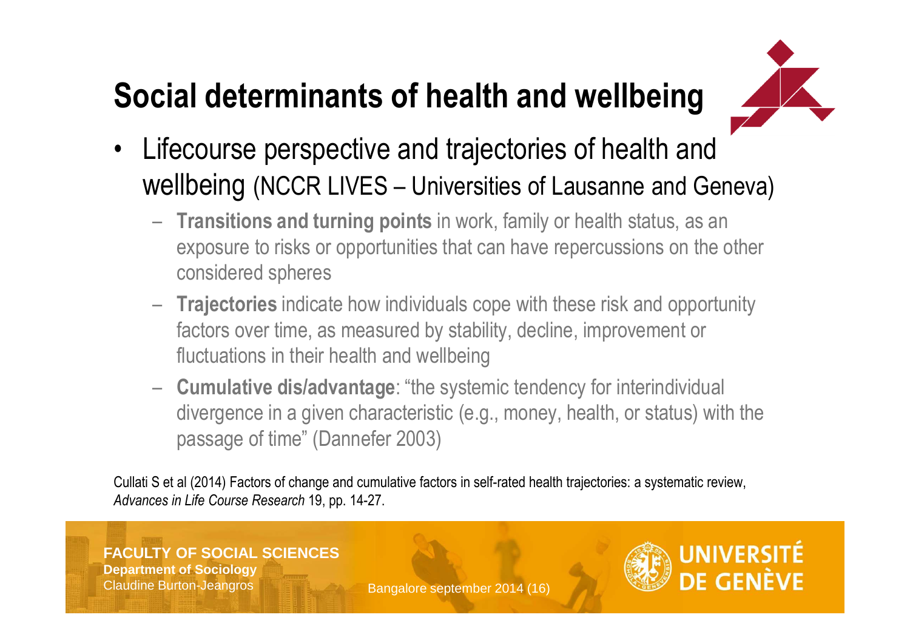# Social determinants of health and wellbeing

- Lifecourse perspective and trajectories of health and wellbeing (NCCR LIVES – Universities of Lausanne and Geneva)
  - **Transitions and turning points** in work, family or health status, as an exposure to risks or opportunities that can have repercussions on the other considered spheres
  - **Trajectories** indicate how individuals cope with these risk and opportunity factors over time, as measured by stability, decline, improvement or fluctuations in their health and wellbeing
  - **Cumulative dis/advantage**: "the systemic tendency for interindividual divergence in a given characteristic (e.g., money, health, or status) with the passage of time" (Dannefer 2003)

Cullati S et al (2014) Factors of change and cumulative factors in self-rated health trajectories: a systematic review, *Advances in Life Course Research* 19, pp. 14-27.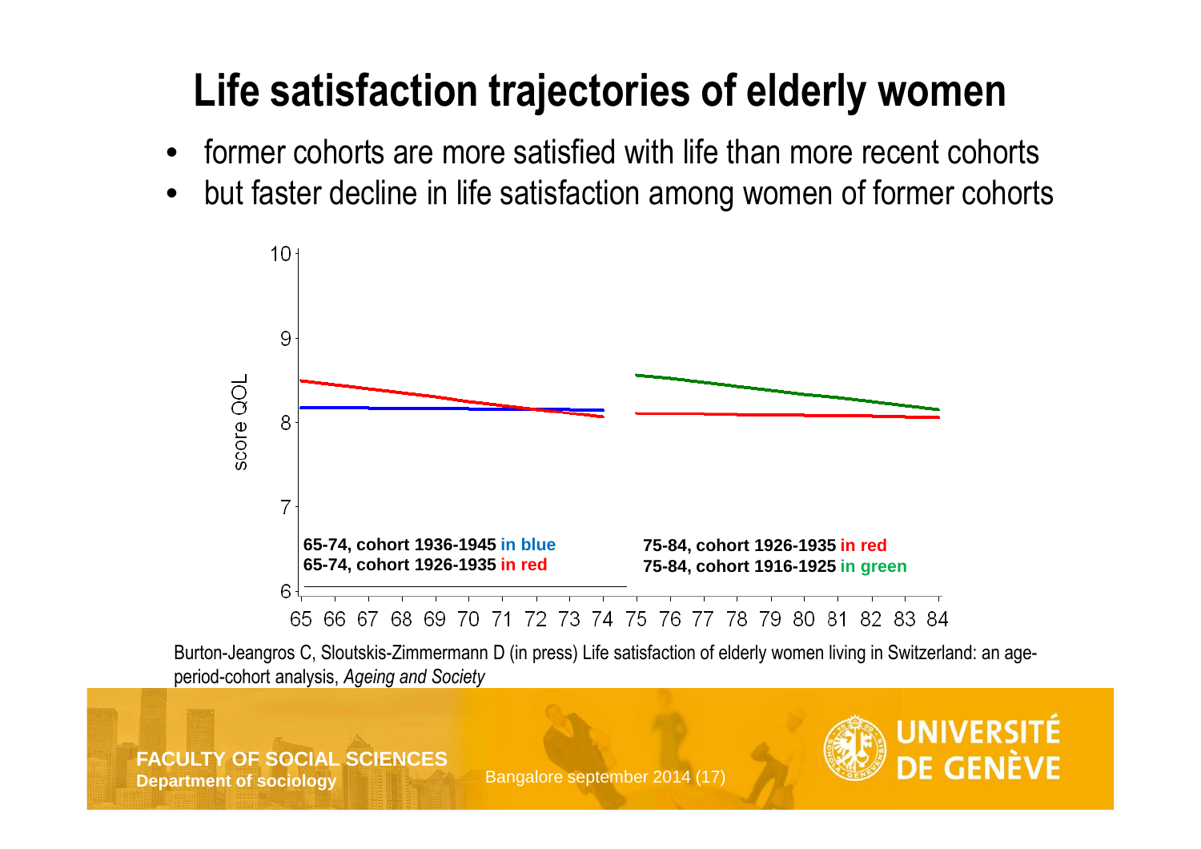# Life satisfaction trajectories of elderly women

- former cohorts are more satisfied with life than more recent cohorts
- but faster decline in life satisfaction among women of former cohorts

score QOL

10
9
8
7
6

65 66 67 68 69 70 71 72 73 74 75 76 77 78 79 80 81 82 83 84

**65-74, cohort 1936-1945 in blue**
**65-74, cohort 1926-1935 in red**

**75-84, cohort 1926-1935 in red**
**75-84, cohort 1916-1925 in green**

Burton-Jeangros C, Sloutskis-Zimmermann D (in press) Life satisfaction of elderly women living in Switzerland: an age-period-cohort analysis, *Ageing and Society*

FACULTY OF SOCIAL SCIENCES
Department of sociology

Bangalore september 2014 (17)

UNIVERSITÉ DE GENÈVE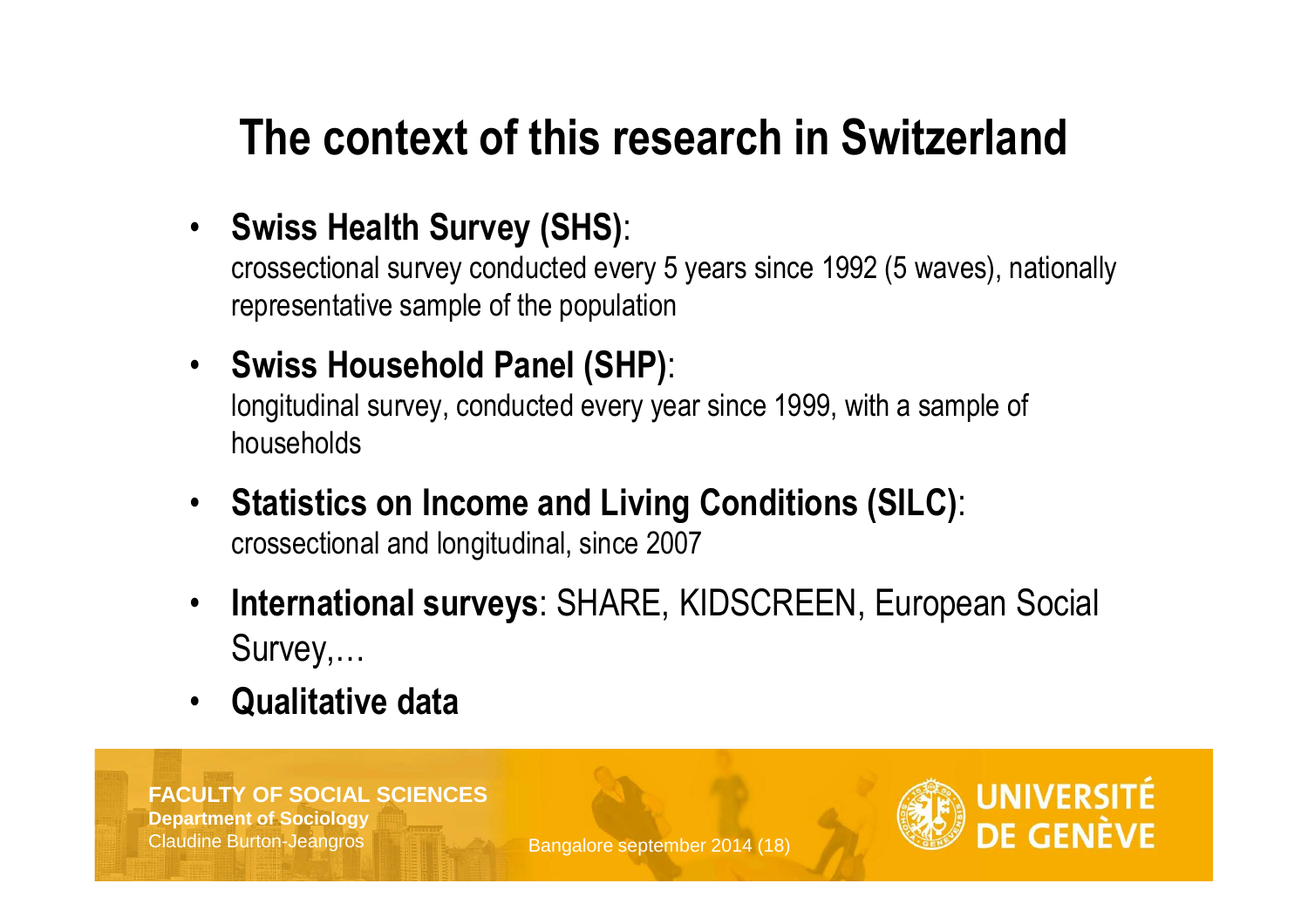# The context of this research in Switzerland

- **Swiss Health Survey (SHS)**:
  crossectional survey conducted every 5 years since 1992 (5 waves), nationally representative sample of the population
- **Swiss Household Panel (SHP)**:
  longitudinal survey, conducted every year since 1999, with a sample of households
- **Statistics on Income and Living Conditions (SILC)**:
  crossectional and longitudinal, since 2007
- **International surveys**: SHARE, KIDSCREEN, European Social Survey,…
- **Qualitative data**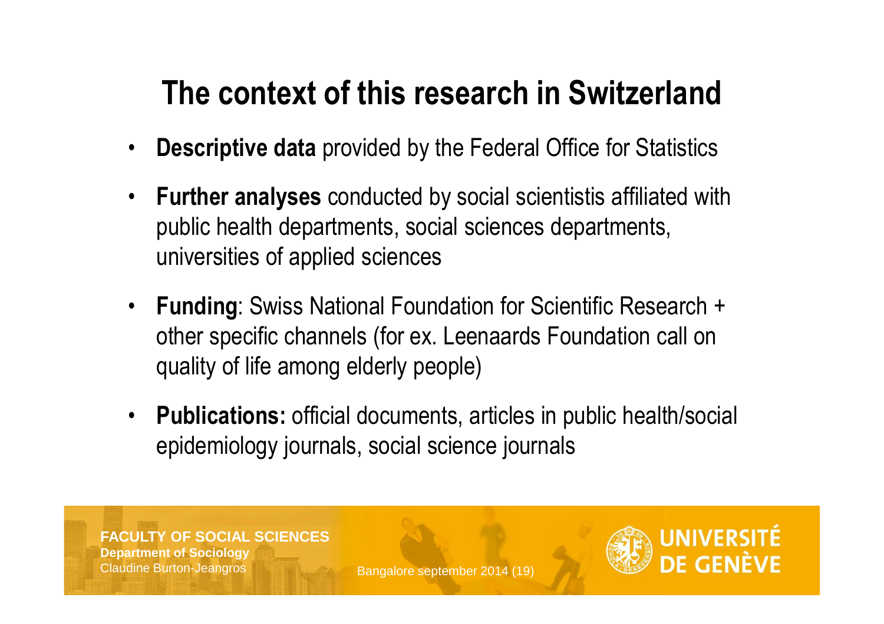# The context of this research in Switzerland

- **Descriptive data** provided by the Federal Office for Statistics
- **Further analyses** conducted by social scientistis affiliated with public health departments, social sciences departments, universities of applied sciences
- **Funding**: Swiss National Foundation for Scientific Research + other specific channels (for ex. Leenaards Foundation call on quality of life among elderly people)
- **Publications:** official documents, articles in public health/social epidemiology journals, social science journals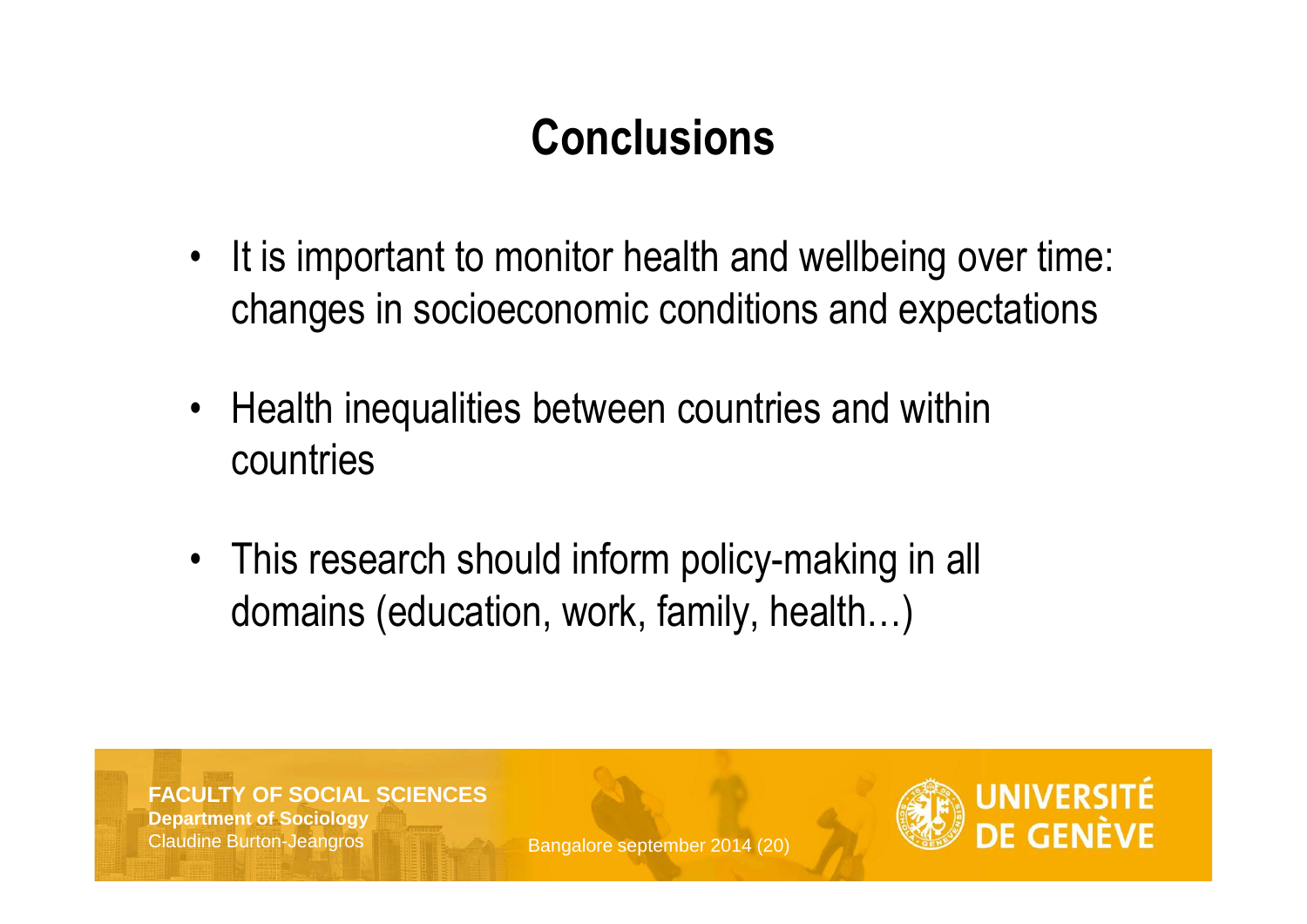# Conclusions

- It is important to monitor health and wellbeing over time: changes in socioeconomic conditions and expectations
- Health inequalities between countries and within countries
- This research should inform policy-making in all domains (education, work, family, health…)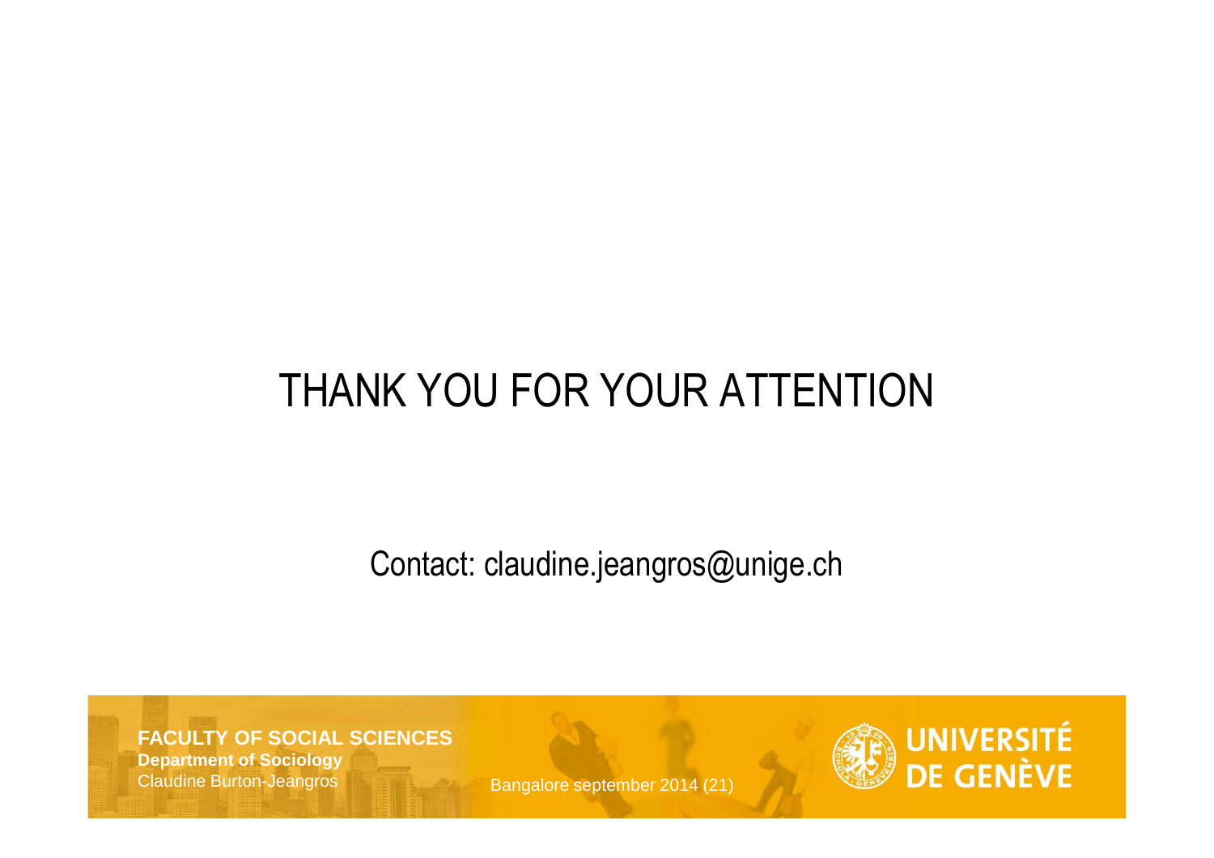THANK YOU FOR YOUR ATTENTION

Contact: claudine.jeangros@unige.ch